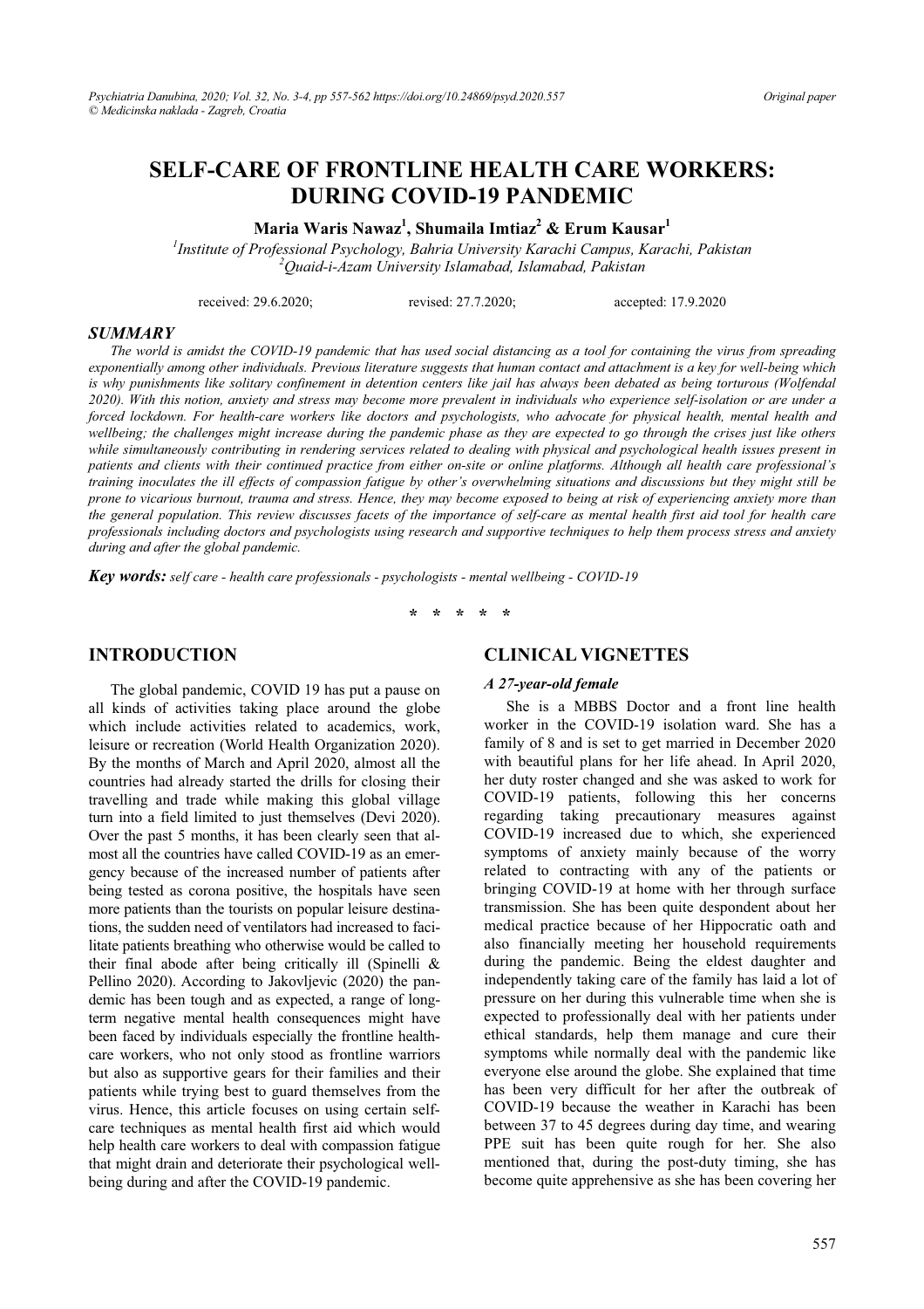# SELF-CARE OF FRONTLINE HEALTH CARE WORKERS: DURING COVID-19 PANDEMIC

**Maria Waris Nawaz[1], Shumaila Imtiaz[2] & Erum Kausar[1]**

[1]*Institute of Professional Psychology, Bahria University Karachi Campus, Karachi, Pakistan*
[2]*Quaid-i-Azam University Islamabad, Islamabad, Pakistan*

received: 29.6.2020; revised: 27.7.2020; accepted: 17.9.2020

## SUMMARY

*The world is amidst the COVID-19 pandemic that has used social distancing as a tool for containing the virus from spreading exponentially among other individuals. Previous literature suggests that human contact and attachment is a key for well-being which is why punishments like solitary confinement in detention centers like jail has always been debated as being torturous (Wolfendal 2020). With this notion, anxiety and stress may become more prevalent in individuals who experience self-isolation or are under a forced lockdown. For health-care workers like doctors and psychologists, who advocate for physical health, mental health and wellbeing; the challenges might increase during the pandemic phase as they are expected to go through the crises just like others while simultaneously contributing in rendering services related to dealing with physical and psychological health issues present in patients and clients with their continued practice from either on-site or online platforms. Although all health care professional's training inoculates the ill effects of compassion fatigue by other's overwhelming situations and discussions but they might still be prone to vicarious burnout, trauma and stress. Hence, they may become exposed to being at risk of experiencing anxiety more than the general population. This review discusses facets of the importance of self-care as mental health first aid tool for health care professionals including doctors and psychologists using research and supportive techniques to help them process stress and anxiety during and after the global pandemic.*

***Key words:*** *self care - health care professionals - psychologists - mental wellbeing - COVID-19*

\* \* \* \* \*

## INTRODUCTION

The global pandemic, COVID 19 has put a pause on all kinds of activities taking place around the globe which include activities related to academics, work, leisure or recreation (World Health Organization 2020). By the months of March and April 2020, almost all the countries had already started the drills for closing their travelling and trade while making this global village turn into a field limited to just themselves (Devi 2020). Over the past 5 months, it has been clearly seen that almost all the countries have called COVID-19 as an emergency because of the increased number of patients after being tested as corona positive, the hospitals have seen more patients than the tourists on popular leisure destinations, the sudden need of ventilators had increased to facilitate patients breathing who otherwise would be called to their final abode after being critically ill (Spinelli & Pellino 2020). According to Jakovljevic (2020) the pandemic has been tough and as expected, a range of long-term negative mental health consequences might have been faced by individuals especially the frontline healthcare workers, who not only stood as frontline warriors but also as supportive gears for their families and their patients while trying best to guard themselves from the virus. Hence, this article focuses on using certain self-care techniques as mental health first aid which would help health care workers to deal with compassion fatigue that might drain and deteriorate their psychological well-being during and after the COVID-19 pandemic.

## CLINICAL VIGNETTES

### *A 27-year-old female*

She is a MBBS Doctor and a front line health worker in the COVID-19 isolation ward. She has a family of 8 and is set to get married in December 2020 with beautiful plans for her life ahead. In April 2020, her duty roster changed and she was asked to work for COVID-19 patients, following this her concerns regarding taking precautionary measures against COVID-19 increased due to which, she experienced symptoms of anxiety mainly because of the worry related to contracting with any of the patients or bringing COVID-19 at home with her through surface transmission. She has been quite despondent about her medical practice because of her Hippocratic oath and also financially meeting her household requirements during the pandemic. Being the eldest daughter and independently taking care of the family has laid a lot of pressure on her during this vulnerable time when she is expected to professionally deal with her patients under ethical standards, help them manage and cure their symptoms while normally deal with the pandemic like everyone else around the globe. She explained that time has been very difficult for her after the outbreak of COVID-19 because the weather in Karachi has been between 37 to 45 degrees during day time, and wearing PPE suit has been quite rough for her. She also mentioned that, during the post-duty timing, she has become quite apprehensive as she has been covering her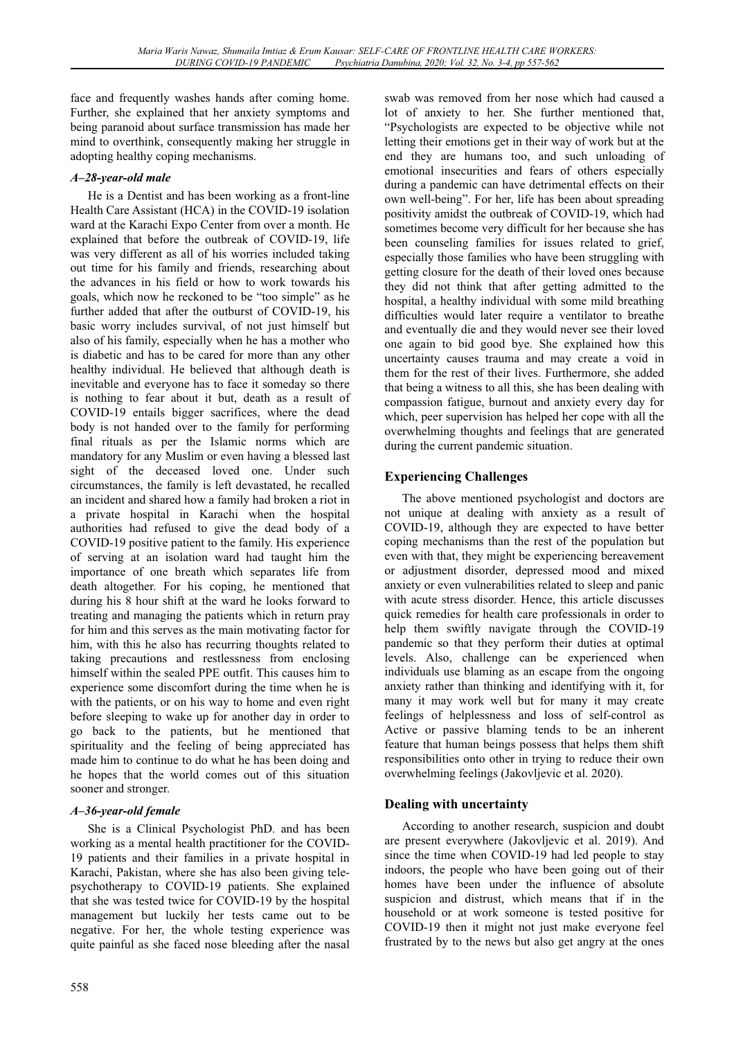face and frequently washes hands after coming home. Further, she explained that her anxiety symptoms and being paranoid about surface transmission has made her mind to overthink, consequently making her struggle in adopting healthy coping mechanisms.

### *A–28-year-old male*

He is a Dentist and has been working as a front-line Health Care Assistant (HCA) in the COVID-19 isolation ward at the Karachi Expo Center from over a month. He explained that before the outbreak of COVID-19, life was very different as all of his worries included taking out time for his family and friends, researching about the advances in his field or how to work towards his goals, which now he reckoned to be "too simple" as he further added that after the outburst of COVID-19, his basic worry includes survival, of not just himself but also of his family, especially when he has a mother who is diabetic and has to be cared for more than any other healthy individual. He believed that although death is inevitable and everyone has to face it someday so there is nothing to fear about it but, death as a result of COVID-19 entails bigger sacrifices, where the dead body is not handed over to the family for performing final rituals as per the Islamic norms which are mandatory for any Muslim or even having a blessed last sight of the deceased loved one. Under such circumstances, the family is left devastated, he recalled an incident and shared how a family had broken a riot in a private hospital in Karachi when the hospital authorities had refused to give the dead body of a COVID-19 positive patient to the family. His experience of serving at an isolation ward had taught him the importance of one breath which separates life from death altogether. For his coping, he mentioned that during his 8 hour shift at the ward he looks forward to treating and managing the patients which in return pray for him and this serves as the main motivating factor for him, with this he also has recurring thoughts related to taking precautions and restlessness from enclosing himself within the sealed PPE outfit. This causes him to experience some discomfort during the time when he is with the patients, or on his way to home and even right before sleeping to wake up for another day in order to go back to the patients, but he mentioned that spirituality and the feeling of being appreciated has made him to continue to do what he has been doing and he hopes that the world comes out of this situation sooner and stronger.

### *A–36-year-old female*

She is a Clinical Psychologist PhD. and has been working as a mental health practitioner for the COVID-19 patients and their families in a private hospital in Karachi, Pakistan, where she has also been giving tele-psychotherapy to COVID-19 patients. She explained that she was tested twice for COVID-19 by the hospital management but luckily her tests came out to be negative. For her, the whole testing experience was quite painful as she faced nose bleeding after the nasal swab was removed from her nose which had caused a lot of anxiety to her. She further mentioned that, "Psychologists are expected to be objective while not letting their emotions get in their way of work but at the end they are humans too, and such unloading of emotional insecurities and fears of others especially during a pandemic can have detrimental effects on their own well-being". For her, life has been about spreading positivity amidst the outbreak of COVID-19, which had sometimes become very difficult for her because she has been counseling families for issues related to grief, especially those families who have been struggling with getting closure for the death of their loved ones because they did not think that after getting admitted to the hospital, a healthy individual with some mild breathing difficulties would later require a ventilator to breathe and eventually die and they would never see their loved one again to bid good bye. She explained how this uncertainty causes trauma and may create a void in them for the rest of their lives. Furthermore, she added that being a witness to all this, she has been dealing with compassion fatigue, burnout and anxiety every day for which, peer supervision has helped her cope with all the overwhelming thoughts and feelings that are generated during the current pandemic situation.

## Experiencing Challenges

The above mentioned psychologist and doctors are not unique at dealing with anxiety as a result of COVID-19, although they are expected to have better coping mechanisms than the rest of the population but even with that, they might be experiencing bereavement or adjustment disorder, depressed mood and mixed anxiety or even vulnerabilities related to sleep and panic with acute stress disorder. Hence, this article discusses quick remedies for health care professionals in order to help them swiftly navigate through the COVID-19 pandemic so that they perform their duties at optimal levels. Also, challenge can be experienced when individuals use blaming as an escape from the ongoing anxiety rather than thinking and identifying with it, for many it may work well but for many it may create feelings of helplessness and loss of self-control as Active or passive blaming tends to be an inherent feature that human beings possess that helps them shift responsibilities onto other in trying to reduce their own overwhelming feelings (Jakovljevic et al. 2020).

## Dealing with uncertainty

According to another research, suspicion and doubt are present everywhere (Jakovljevic et al. 2019). And since the time when COVID-19 had led people to stay indoors, the people who have been going out of their homes have been under the influence of absolute suspicion and distrust, which means that if in the household or at work someone is tested positive for COVID-19 then it might not just make everyone feel frustrated by to the news but also get angry at the ones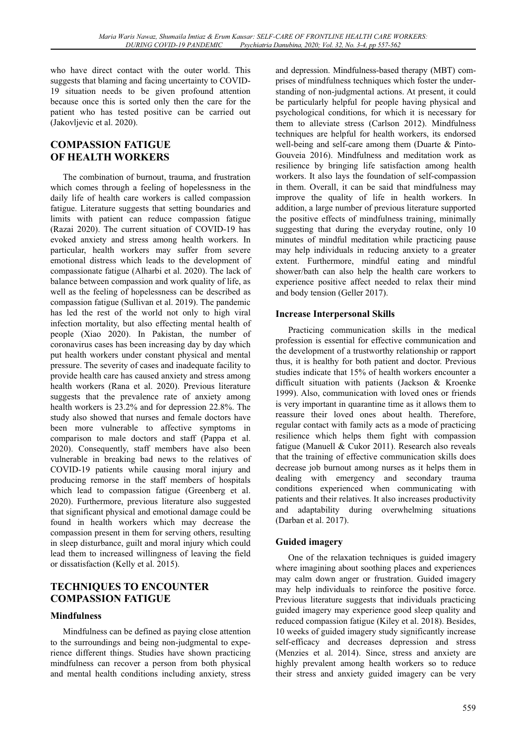who have direct contact with the outer world. This suggests that blaming and facing uncertainty to COVID-19 situation needs to be given profound attention because once this is sorted only then the care for the patient who has tested positive can be carried out (Jakovljevic et al. 2020).

## COMPASSION FATIGUE OF HEALTH WORKERS

The combination of burnout, trauma, and frustration which comes through a feeling of hopelessness in the daily life of health care workers is called compassion fatigue. Literature suggests that setting boundaries and limits with patient can reduce compassion fatigue (Razai 2020). The current situation of COVID-19 has evoked anxiety and stress among health workers. In particular, health workers may suffer from severe emotional distress which leads to the development of compassionate fatigue (Alharbi et al. 2020). The lack of balance between compassion and work quality of life, as well as the feeling of hopelessness can be described as compassion fatigue (Sullivan et al. 2019). The pandemic has led the rest of the world not only to high viral infection mortality, but also effecting mental health of people (Xiao 2020). In Pakistan, the number of coronavirus cases has been increasing day by day which put health workers under constant physical and mental pressure. The severity of cases and inadequate facility to provide health care has caused anxiety and stress among health workers (Rana et al. 2020). Previous literature suggests that the prevalence rate of anxiety among health workers is 23.2% and for depression 22.8%. The study also showed that nurses and female doctors have been more vulnerable to affective symptoms in comparison to male doctors and staff (Pappa et al. 2020). Consequently, staff members have also been vulnerable in breaking bad news to the relatives of COVID-19 patients while causing moral injury and producing remorse in the staff members of hospitals which lead to compassion fatigue (Greenberg et al. 2020). Furthermore, previous literature also suggested that significant physical and emotional damage could be found in health workers which may decrease the compassion present in them for serving others, resulting in sleep disturbance, guilt and moral injury which could lead them to increased willingness of leaving the field or dissatisfaction (Kelly et al. 2015).

## TECHNIQUES TO ENCOUNTER COMPASSION FATIGUE

### Mindfulness

Mindfulness can be defined as paying close attention to the surroundings and being non-judgmental to experience different things. Studies have shown practicing mindfulness can recover a person from both physical and mental health conditions including anxiety, stress and depression. Mindfulness-based therapy (MBT) comprises of mindfulness techniques which foster the understanding of non-judgmental actions. At present, it could be particularly helpful for people having physical and psychological conditions, for which it is necessary for them to alleviate stress (Carlson 2012). Mindfulness techniques are helpful for health workers, its endorsed well-being and self-care among them (Duarte & Pinto-Gouveia 2016). Mindfulness and meditation work as resilience by bringing life satisfaction among health workers. It also lays the foundation of self-compassion in them. Overall, it can be said that mindfulness may improve the quality of life in health workers. In addition, a large number of previous literature supported the positive effects of mindfulness training, minimally suggesting that during the everyday routine, only 10 minutes of mindful meditation while practicing pause may help individuals in reducing anxiety to a greater extent. Furthermore, mindful eating and mindful shower/bath can also help the health care workers to experience positive affect needed to relax their mind and body tension (Geller 2017).

### Increase Interpersonal Skills

Practicing communication skills in the medical profession is essential for effective communication and the development of a trustworthy relationship or rapport thus, it is healthy for both patient and doctor. Previous studies indicate that 15% of health workers encounter a difficult situation with patients (Jackson & Kroenke 1999). Also, communication with loved ones or friends is very important in quarantine time as it allows them to reassure their loved ones about health. Therefore, regular contact with family acts as a mode of practicing resilience which helps them fight with compassion fatigue (Manuell & Cukor 2011). Research also reveals that the training of effective communication skills does decrease job burnout among nurses as it helps them in dealing with emergency and secondary trauma conditions experienced when communicating with patients and their relatives. It also increases productivity and adaptability during overwhelming situations (Darban et al. 2017).

### Guided imagery

One of the relaxation techniques is guided imagery where imagining about soothing places and experiences may calm down anger or frustration. Guided imagery may help individuals to reinforce the positive force. Previous literature suggests that individuals practicing guided imagery may experience good sleep quality and reduced compassion fatigue (Kiley et al. 2018). Besides, 10 weeks of guided imagery study significantly increase self-efficacy and decreases depression and stress (Menzies et al. 2014). Since, stress and anxiety are highly prevalent among health workers so to reduce their stress and anxiety guided imagery can be very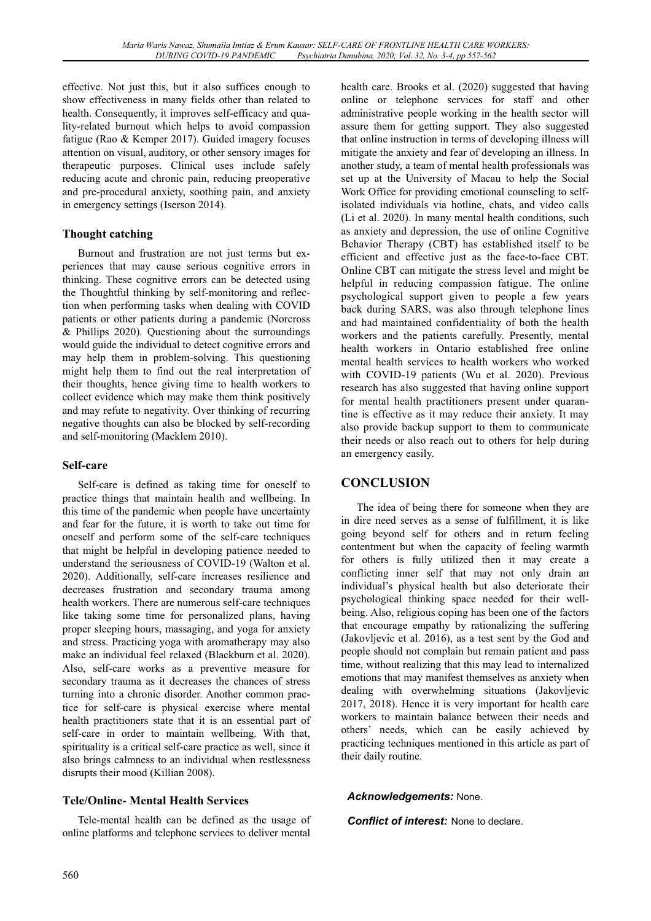effective. Not just this, but it also suffices enough to show effectiveness in many fields other than related to health. Consequently, it improves self-efficacy and quality-related burnout which helps to avoid compassion fatigue (Rao & Kemper 2017). Guided imagery focuses attention on visual, auditory, or other sensory images for therapeutic purposes. Clinical uses include safely reducing acute and chronic pain, reducing preoperative and pre-procedural anxiety, soothing pain, and anxiety in emergency settings (Iserson 2014).

### Thought catching

Burnout and frustration are not just terms but experiences that may cause serious cognitive errors in thinking. These cognitive errors can be detected using the Thoughtful thinking by self-monitoring and reflection when performing tasks when dealing with COVID patients or other patients during a pandemic (Norcross & Phillips 2020). Questioning about the surroundings would guide the individual to detect cognitive errors and may help them in problem-solving. This questioning might help them to find out the real interpretation of their thoughts, hence giving time to health workers to collect evidence which may make them think positively and may refute to negativity. Over thinking of recurring negative thoughts can also be blocked by self-recording and self-monitoring (Macklem 2010).

### Self-care

Self-care is defined as taking time for oneself to practice things that maintain health and wellbeing. In this time of the pandemic when people have uncertainty and fear for the future, it is worth to take out time for oneself and perform some of the self-care techniques that might be helpful in developing patience needed to understand the seriousness of COVID-19 (Walton et al. 2020). Additionally, self-care increases resilience and decreases frustration and secondary trauma among health workers. There are numerous self-care techniques like taking some time for personalized plans, having proper sleeping hours, massaging, and yoga for anxiety and stress. Practicing yoga with aromatherapy may also make an individual feel relaxed (Blackburn et al. 2020). Also, self-care works as a preventive measure for secondary trauma as it decreases the chances of stress turning into a chronic disorder. Another common practice for self-care is physical exercise where mental health practitioners state that it is an essential part of self-care in order to maintain wellbeing. With that, spirituality is a critical self-care practice as well, since it also brings calmness to an individual when restlessness disrupts their mood (Killian 2008).

### Tele/Online- Mental Health Services

Tele-mental health can be defined as the usage of online platforms and telephone services to deliver mental health care. Brooks et al. (2020) suggested that having online or telephone services for staff and other administrative people working in the health sector will assure them for getting support. They also suggested that online instruction in terms of developing illness will mitigate the anxiety and fear of developing an illness. In another study, a team of mental health professionals was set up at the University of Macau to help the Social Work Office for providing emotional counseling to self-isolated individuals via hotline, chats, and video calls (Li et al. 2020). In many mental health conditions, such as anxiety and depression, the use of online Cognitive Behavior Therapy (CBT) has established itself to be efficient and effective just as the face-to-face CBT. Online CBT can mitigate the stress level and might be helpful in reducing compassion fatigue. The online psychological support given to people a few years back during SARS, was also through telephone lines and had maintained confidentiality of both the health workers and the patients carefully. Presently, mental health workers in Ontario established free online mental health services to health workers who worked with COVID-19 patients (Wu et al. 2020). Previous research has also suggested that having online support for mental health practitioners present under quarantine is effective as it may reduce their anxiety. It may also provide backup support to them to communicate their needs or also reach out to others for help during an emergency easily.

## CONCLUSION

The idea of being there for someone when they are in dire need serves as a sense of fulfillment, it is like going beyond self for others and in return feeling contentment but when the capacity of feeling warmth for others is fully utilized then it may create a conflicting inner self that may not only drain an individual's physical health but also deteriorate their psychological thinking space needed for their well-being. Also, religious coping has been one of the factors that encourage empathy by rationalizing the suffering (Jakovljevic et al. 2016), as a test sent by the God and people should not complain but remain patient and pass time, without realizing that this may lead to internalized emotions that may manifest themselves as anxiety when dealing with overwhelming situations (Jakovljevic 2017, 2018). Hence it is very important for health care workers to maintain balance between their needs and others' needs, which can be easily achieved by practicing techniques mentioned in this article as part of their daily routine.

***Acknowledgements:*** None.

***Conflict of interest:*** None to declare.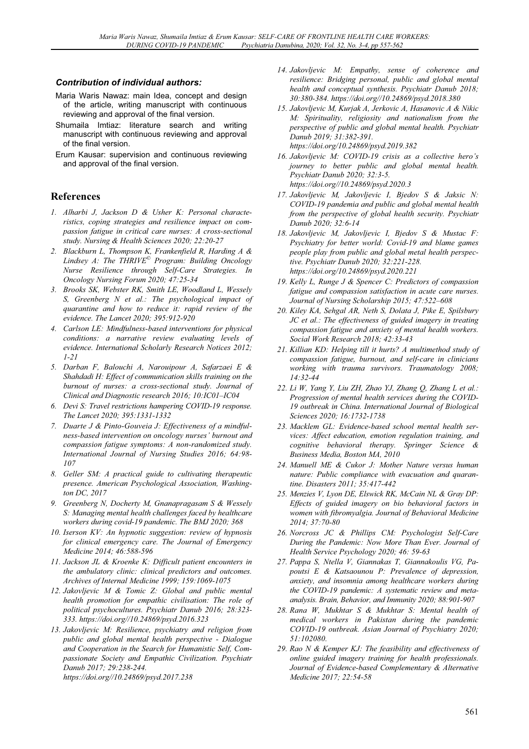### *Contribution of individual authors:*

Maria Waris Nawaz: main Idea, concept and design of the article, writing manuscript with continuous reviewing and approval of the final version.

Shumaila Imtiaz: literature search and writing manuscript with continuous reviewing and approval of the final version.

Erum Kausar: supervision and continuous reviewing and approval of the final version.

## References

1. *Alharbi J, Jackson D & Usher K: Personal characteristics, coping strategies and resilience impact on compassion fatigue in critical care nurses: A cross-sectional study. Nursing & Health Sciences 2020; 22:20-27*
2. *Blackburn L, Thompson K, Frankenfield R, Harding A & Lindsey A: The THRIVE© Program: Building Oncology Nurse Resilience through Self-Care Strategies. In Oncology Nursing Forum 2020; 47:25-34*
3. *Brooks SK, Webster RK, Smith LE, Woodland L, Wessely S, Greenberg N et al.: The psychological impact of quarantine and how to reduce it: rapid review of the evidence. The Lancet 2020; 395:912-920*
4. *Carlson LE: Mindfulness-based interventions for physical conditions: a narrative review evaluating levels of evidence. International Scholarly Research Notices 2012; 1-21*
5. *Darban F, Balouchi A, Narouipour A, Safarzaei E & Shahdadi H: Effect of communication skills training on the burnout of nurses: a cross-sectional study. Journal of Clinical and Diagnostic research 2016; 10:IC01–IC04*
6. *Devi S: Travel restrictions hampering COVID-19 response. The Lancet 2020; 395:1331-1332*
7. *Duarte J & Pinto-Gouveia J: Effectiveness of a mindfulness-based intervention on oncology nurses' burnout and compassion fatigue symptoms: A non-randomized study. International Journal of Nursing Studies 2016; 64:98-107*
8. *Geller SM: A practical guide to cultivating therapeutic presence. American Psychological Association, Washington DC, 2017*
9. *Greenberg N, Docherty M, Gnanapragasam S & Wessely S: Managing mental health challenges faced by healthcare workers during covid-19 pandemic. The BMJ 2020; 368*
10. *Iserson KV: An hypnotic suggestion: review of hypnosis for clinical emergency care. The Journal of Emergency Medicine 2014; 46:588-596*
11. *Jackson JL & Kroenke K: Difficult patient encounters in the ambulatory clinic: clinical predictors and outcomes. Archives of Internal Medicine 1999; 159:1069-1075*
12. *Jakovljevic M & Tomic Z: Global and public mental health promotion for empathic civilisation: The role of political psychocultures. Psychiatr Danub 2016; 28:323-333. https://doi.org//10.24869/psyd.2016.323*
13. *Jakovljevic M: Resilience, psychiatry and religion from public and global mental health perspective - Dialogue and Cooperation in the Search for Humanistic Self, Compassionate Society and Empathic Civilization. Psychiatr Danub 2017; 29:238-244. https://doi.org//10.24869/psyd.2017.238*
14. *Jakovljevic M: Empathy, sense of coherence and resilience: Bridging personal, public and global mental health and conceptual synthesis. Psychiatr Danub 2018; 30:380-384. https://doi.org//10.24869/psyd.2018.380*
15. *Jakovljevic M, Kurjak A, Jerkovic A, Hasanovic A & Nikic M: Spirituality, religiosity and nationalism from the perspective of public and global mental health. Psychiatr Danub 2019; 31:382-391. https://doi.org/10.24869/psyd.2019.382*
16. *Jakovljevic M: COVID-19 crisis as a collective hero's journey to better public and global mental health. Psychiatr Danub 2020; 32:3-5. https://doi.org//10.24869/psyd.2020.3*
17. *Jakovljevic M, Jakovljevic I, Bjedov S & Jaksic N: COVID-19 pandemia and public and global mental health from the perspective of global health security. Psychiatr Danub 2020; 32:6-14*
18. *Jakovljevic M, Jakovljevic I, Bjedov S & Mustac F: Psychiatry for better world: Covid-19 and blame games people play from public and global metal health perspective. Psychiatr Danub 2020; 32:221-228. https://doi.org/10.24869/psyd.2020.221*
19. *Kelly L, Runge J & Spencer C: Predictors of compassion fatigue and compassion satisfaction in acute care nurses. Journal of Nursing Scholarship 2015; 47:522–608*
20. *Kiley KA, Sehgal AR, Neth S, Dolata J, Pike E, Spilsbury JC et al.: The effectiveness of guided imagery in treating compassion fatigue and anxiety of mental health workers. Social Work Research 2018; 42:33-43*
21. *Killian KD: Helping till it hurts? A multimethod study of compassion fatigue, burnout, and self-care in clinicians working with trauma survivors. Traumatology 2008; 14:32-44*
22. *Li W, Yang Y, Liu ZH, Zhao YJ, Zhang Q, Zhang L et al.: Progression of mental health services during the COVID-19 outbreak in China. International Journal of Biological Sciences 2020; 16:1732-1738*
23. *Macklem GL: Evidence-based school mental health services: Affect education, emotion regulation training, and cognitive behavioral therapy. Springer Science & Business Media, Boston MA, 2010*
24. *Manuell ME & Cukor J: Mother Nature versus human nature: Public compliance with evacuation and quarantine. Disasters 2011; 35:417-442*
25. *Menzies V, Lyon DE, Elswick RK, McCain NL & Gray DP: Effects of guided imagery on bio behavioral factors in women with fibromyalgia. Journal of Behavioral Medicine 2014; 37:70-80*
26. *Norcross JC & Phillips CM: Psychologist Self-Care During the Pandemic: Now More Than Ever. Journal of Health Service Psychology 2020; 46: 59-63*
27. *Pappa S, Ntella V, Giannakas T, Giannakoulis VG, Papoutsi E & Katsaounou P: Prevalence of depression, anxiety, and insomnia among healthcare workers during the COVID-19 pandemic: A systematic review and meta-analysis. Brain, Behavior, and Immunity 2020; 88:901-907*
28. *Rana W, Mukhtar S & Mukhtar S: Mental health of medical workers in Pakistan during the pandemic COVID-19 outbreak. Asian Journal of Psychiatry 2020; 51:102080.*
29. *Rao N & Kemper KJ: The feasibility and effectiveness of online guided imagery training for health professionals. Journal of Evidence-based Complementary & Alternative Medicine 2017; 22:54-58*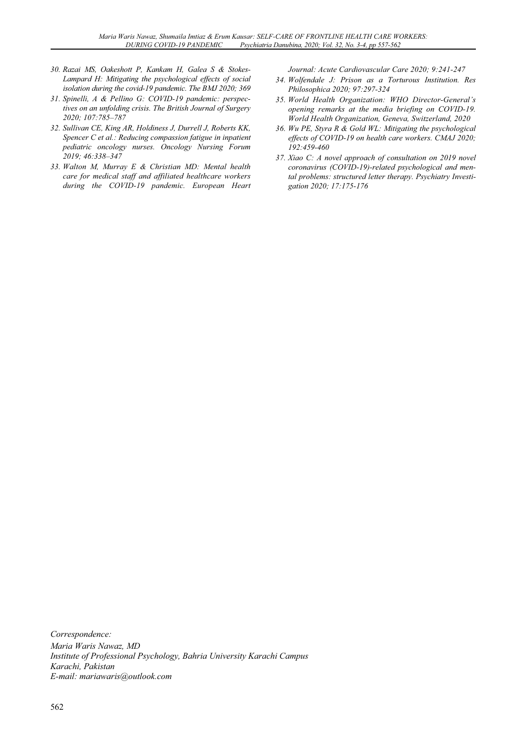30. Razai MS, Oakeshott P, Kankam H, Galea S & Stokes-Lampard H: Mitigating the psychological effects of social isolation during the covid-19 pandemic. The BMJ 2020; 369
31. Spinelli, A & Pellino G: COVID-19 pandemic: perspectives on an unfolding crisis. The British Journal of Surgery 2020; 107:785–787
32. Sullivan CE, King AR, Holdiness J, Durrell J, Roberts KK, Spencer C et al.: Reducing compassion fatigue in inpatient pediatric oncology nurses. Oncology Nursing Forum 2019; 46:338–347
33. Walton M, Murray E & Christian MD: Mental health care for medical staff and affiliated healthcare workers during the COVID-19 pandemic. European Heart Journal: Acute Cardiovascular Care 2020; 9:241-247
34. Wolfendale J: Prison as a Torturous Institution. Res Philosophica 2020; 97:297-324
35. World Health Organization: WHO Director-General's opening remarks at the media briefing on COVID-19. World Health Organization, Geneva, Switzerland, 2020
36. Wu PE, Styra R & Gold WL: Mitigating the psychological effects of COVID-19 on health care workers. CMAJ 2020; 192:459-460
37. Xiao C: A novel approach of consultation on 2019 novel coronavirus (COVID-19)-related psychological and mental problems: structured letter therapy. Psychiatry Investigation 2020; 17:175-176

*Correspondence:*
*Maria Waris Nawaz, MD*
*Institute of Professional Psychology, Bahria University Karachi Campus*
*Karachi, Pakistan*
*E-mail: mariawaris@outlook.com*